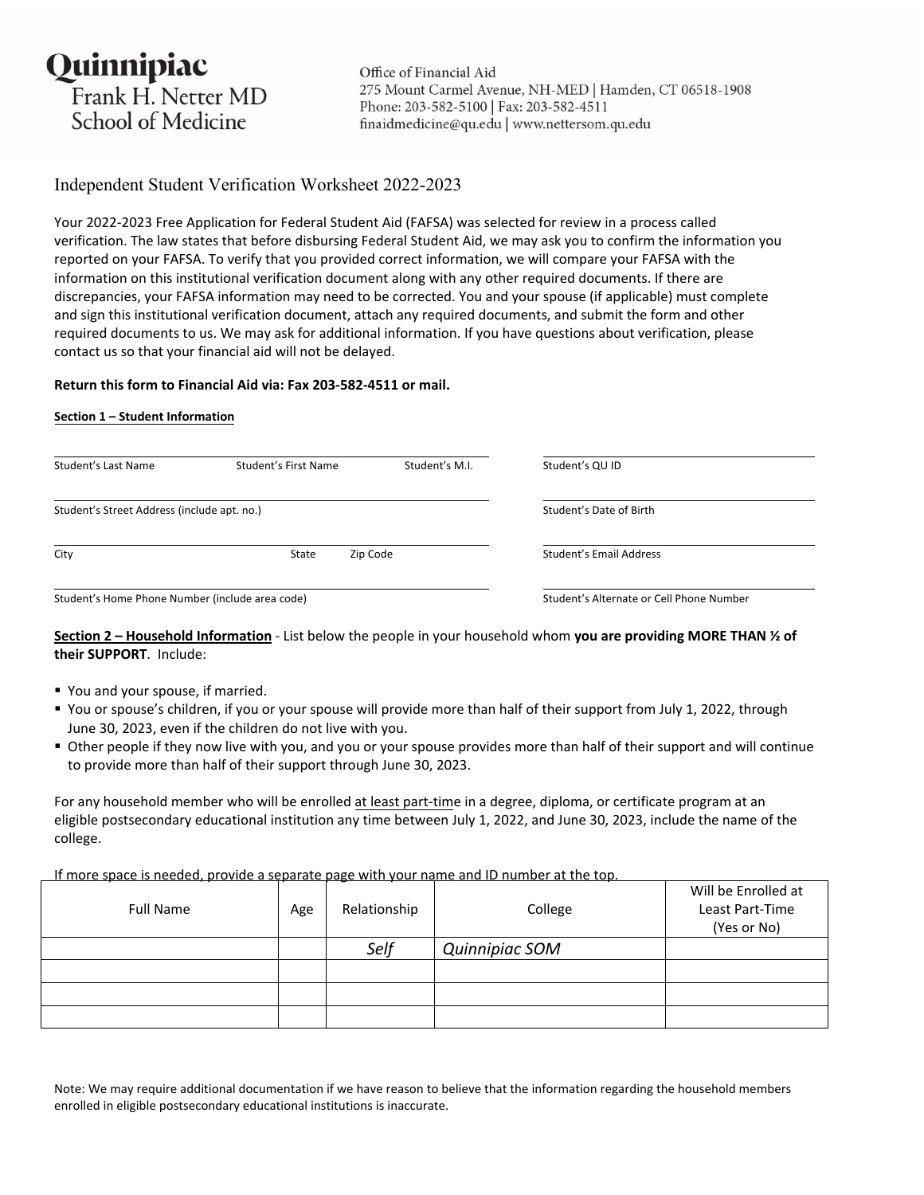**Quinnipiac**
Frank H. Netter MD
School of Medicine

Office of Financial Aid
275 Mount Carmel Avenue, NH-MED | Hamden, CT 06518-1908
Phone: 203-582-5100 | Fax: 203-582-4511
finaidmedicine@qu.edu | www.nettersom.qu.edu

# Independent Student Verification Worksheet 2022-2023

Your 2022-2023 Free Application for Federal Student Aid (FAFSA) was selected for review in a process called verification. The law states that before disbursing Federal Student Aid, we may ask you to confirm the information you reported on your FAFSA. To verify that you provided correct information, we will compare your FAFSA with the information on this institutional verification document along with any other required documents. If there are discrepancies, your FAFSA information may need to be corrected. You and your spouse (if applicable) must complete and sign this institutional verification document, attach any required documents, and submit the form and other required documents to us. We may ask for additional information. If you have questions about verification, please contact us so that your financial aid will not be delayed.

**Return this form to Financial Aid via: Fax 203-582-4511 or mail.**

**Section 1 – Student Information**

Student's Last Name ______ Student's First Name ______ Student's M.I. ______

Student's QU ID ______

Student's Street Address (include apt. no.) ______

Student's Date of Birth ______

City ______ State ______ Zip Code ______

Student's Email Address ______

Student's Home Phone Number (include area code) ______

Student's Alternate or Cell Phone Number ______

**Section 2 – Household Information** - List below the people in your household whom **you are providing MORE THAN ½ of their SUPPORT**. Include:

- You and your spouse, if married.
- You or spouse's children, if you or your spouse will provide more than half of their support from July 1, 2022, through June 30, 2023, even if the children do not live with you.
- Other people if they now live with you, and you or your spouse provides more than half of their support and will continue to provide more than half of their support through June 30, 2023.

For any household member who will be enrolled at least part-time in a degree, diploma, or certificate program at an eligible postsecondary educational institution any time between July 1, 2022, and June 30, 2023, include the name of the college.

If more space is needed, provide a separate page with your name and ID number at the top.

| Full Name | Age | Relationship | College | Will be Enrolled at Least Part-Time (Yes or No) |
|---|---|---|---|---|
| | | *Self* | *Quinnipiac SOM* | |
| | | | | |
| | | | | |
| | | | | |

Note: We may require additional documentation if we have reason to believe that the information regarding the household members enrolled in eligible postsecondary educational institutions is inaccurate.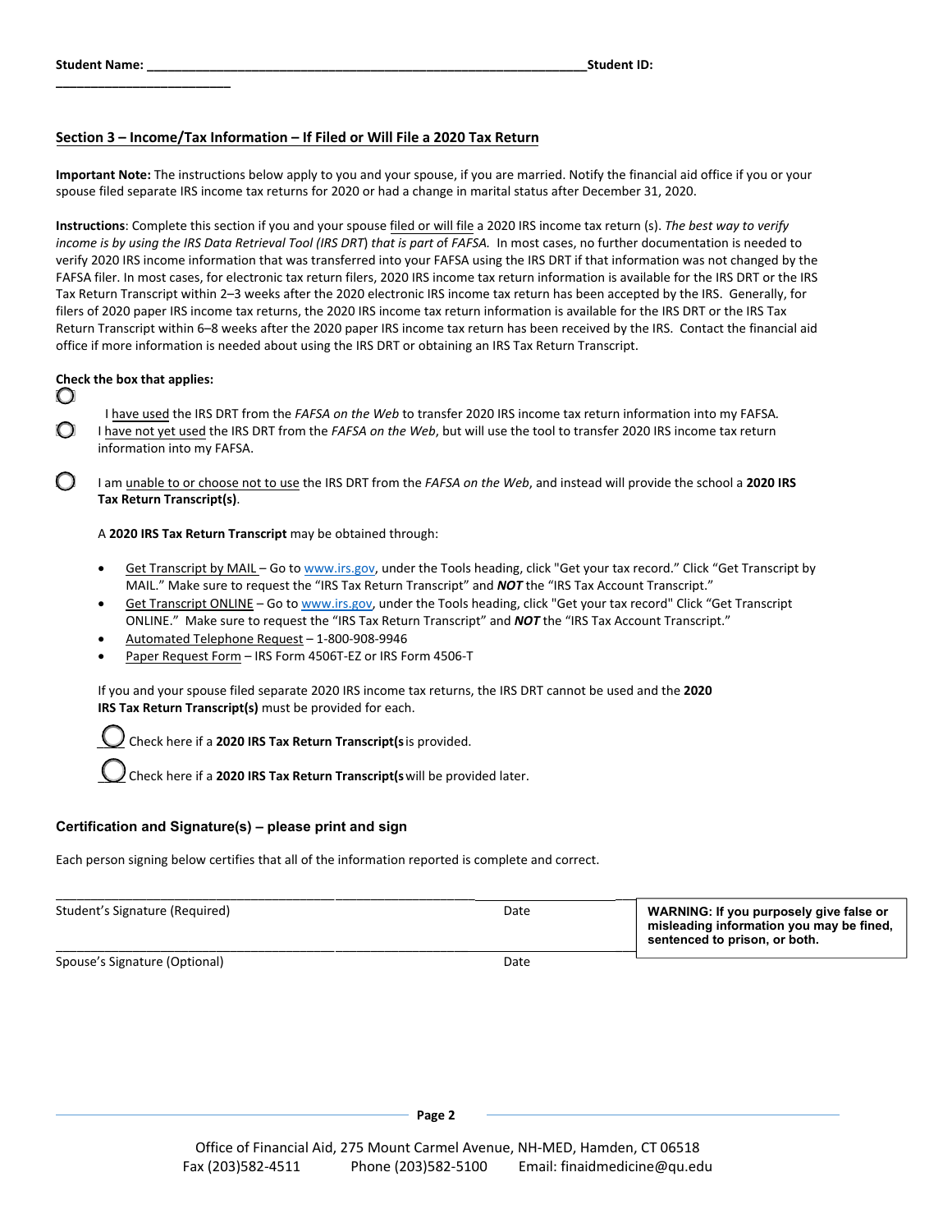**Student Name:** ________________________________________________________________ **Student ID:** ________________________

## Section 3 – Income/Tax Information – If Filed or Will File a 2020 Tax Return

**Important Note:** The instructions below apply to you and your spouse, if you are married. Notify the financial aid office if you or your spouse filed separate IRS income tax returns for 2020 or had a change in marital status after December 31, 2020.

**Instructions**: Complete this section if you and your spouse filed or will file a 2020 IRS income tax return (s). *The best way to verify income is by using the IRS Data Retrieval Tool (IRS DRT) that is part of FAFSA.* In most cases, no further documentation is needed to verify 2020 IRS income information that was transferred into your FAFSA using the IRS DRT if that information was not changed by the FAFSA filer. In most cases, for electronic tax return filers, 2020 IRS income tax return information is available for the IRS DRT or the IRS Tax Return Transcript within 2–3 weeks after the 2020 electronic IRS income tax return has been accepted by the IRS. Generally, for filers of 2020 paper IRS income tax returns, the 2020 IRS income tax return information is available for the IRS DRT or the IRS Tax Return Transcript within 6–8 weeks after the 2020 paper IRS income tax return has been received by the IRS. Contact the financial aid office if more information is needed about using the IRS DRT or obtaining an IRS Tax Return Transcript.

**Check the box that applies:**

- ○ I have used the IRS DRT from the *FAFSA on the Web* to transfer 2020 IRS income tax return information into my FAFSA.
- ○ I have not yet used the IRS DRT from the *FAFSA on the Web*, but will use the tool to transfer 2020 IRS income tax return information into my FAFSA.
- ○ I am unable to or choose not to use the IRS DRT from the *FAFSA on the Web*, and instead will provide the school a **2020 IRS Tax Return Transcript(s)**.

A **2020 IRS Tax Return Transcript** may be obtained through:

- Get Transcript by MAIL – Go to www.irs.gov, under the Tools heading, click "Get your tax record." Click "Get Transcript by MAIL." Make sure to request the "IRS Tax Return Transcript" and ***NOT*** the "IRS Tax Account Transcript."
- Get Transcript ONLINE – Go to www.irs.gov, under the Tools heading, click "Get your tax record" Click "Get Transcript ONLINE." Make sure to request the "IRS Tax Return Transcript" and ***NOT*** the "IRS Tax Account Transcript."
- Automated Telephone Request – 1-800-908-9946
- Paper Request Form – IRS Form 4506T-EZ or IRS Form 4506-T

If you and your spouse filed separate 2020 IRS income tax returns, the IRS DRT cannot be used and the **2020 IRS Tax Return Transcript(s)** must be provided for each.

○ Check here if a **2020 IRS Tax Return Transcript(s** is provided.

○ Check here if a **2020 IRS Tax Return Transcript(s** will be provided later.

### Certification and Signature(s) – please print and sign

Each person signing below certifies that all of the information reported is complete and correct.

________________________________________________________________

Student's Signature (Required) Date

________________________________________________________________

Spouse's Signature (Optional) Date

**WARNING: If you purposely give false or misleading information you may be fined, sentenced to prison, or both.**

Office of Financial Aid, 275 Mount Carmel Avenue, NH-MED, Hamden, CT 06518
Fax (203)582-4511 Phone (203)582-5100 Email: finaidmedicine@qu.edu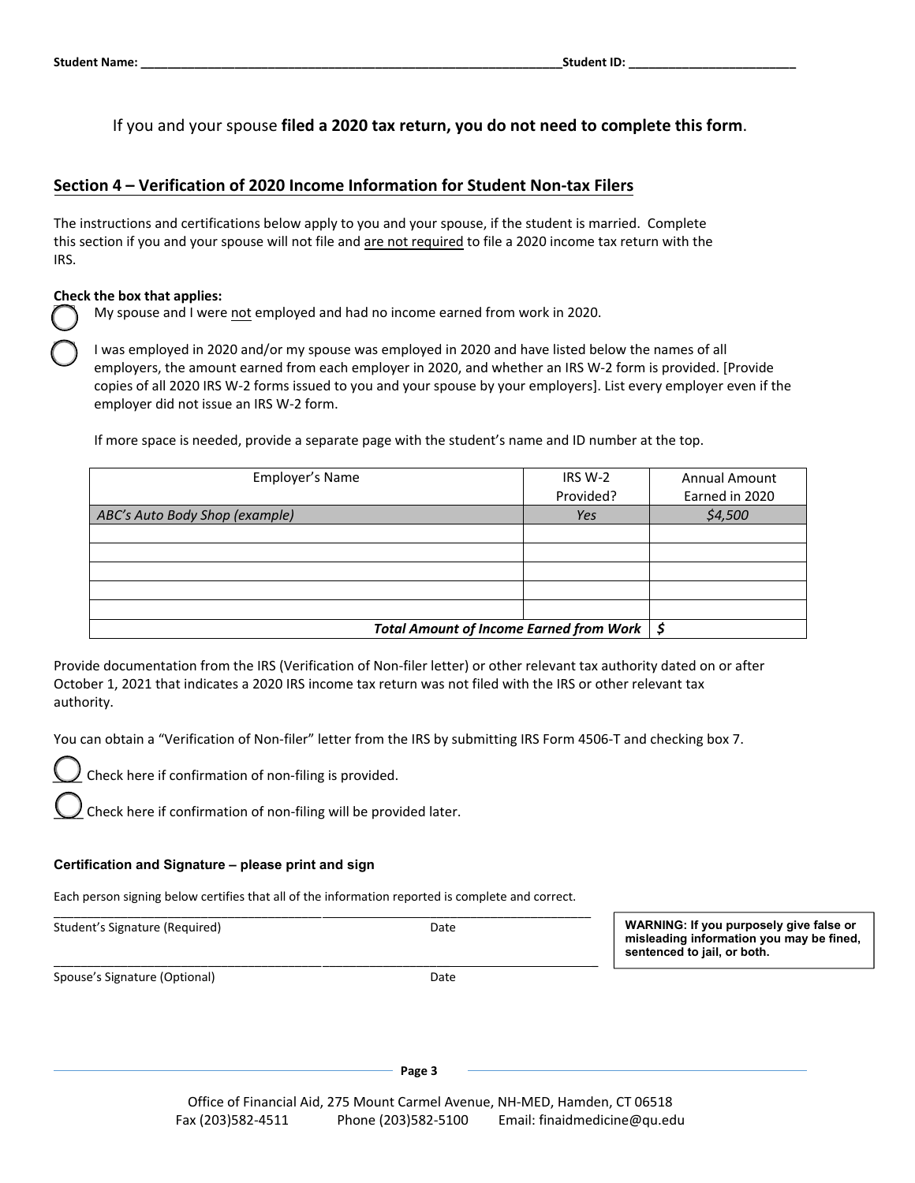Student Name: ______________________________________________________________Student ID: ________________________

If you and your spouse **filed a 2020 tax return, you do not need to complete this form**.

## Section 4 – Verification of 2020 Income Information for Student Non-tax Filers

The instructions and certifications below apply to you and your spouse, if the student is married. Complete this section if you and your spouse will not file and are not required to file a 2020 income tax return with the IRS.

**Check the box that applies:**

- ○ My spouse and I were not employed and had no income earned from work in 2020.
- ○ I was employed in 2020 and/or my spouse was employed in 2020 and have listed below the names of all employers, the amount earned from each employer in 2020, and whether an IRS W-2 form is provided. [Provide copies of all 2020 IRS W-2 forms issued to you and your spouse by your employers]. List every employer even if the employer did not issue an IRS W-2 form.

  If more space is needed, provide a separate page with the student's name and ID number at the top.

| Employer's Name | IRS W-2 Provided? | Annual Amount Earned in 2020 |
|---|---|---|
| *ABC's Auto Body Shop (example)* | *Yes* | *$4,500* |
| | | |
| | | |
| | | |
| | | |
| | | |
| ***Total Amount of Income Earned from Work*** | | **$** |

Provide documentation from the IRS (Verification of Non-filer letter) or other relevant tax authority dated on or after October 1, 2021 that indicates a 2020 IRS income tax return was not filed with the IRS or other relevant tax authority.

You can obtain a "Verification of Non-filer" letter from the IRS by submitting IRS Form 4506-T and checking box 7.

○ Check here if confirmation of non-filing is provided.

○ Check here if confirmation of non-filing will be provided later.

**Certification and Signature – please print and sign**

Each person signing below certifies that all of the information reported is complete and correct.

_____________________________________________________________________________

Student's Signature (Required) Date

_____________________________________________________________________________

Spouse's Signature (Optional) Date

**WARNING: If you purposely give false or misleading information you may be fined, sentenced to jail, or both.**

Office of Financial Aid, 275 Mount Carmel Avenue, NH-MED, Hamden, CT 06518
Fax (203)582-4511 Phone (203)582-5100 Email: finaidmedicine@qu.edu